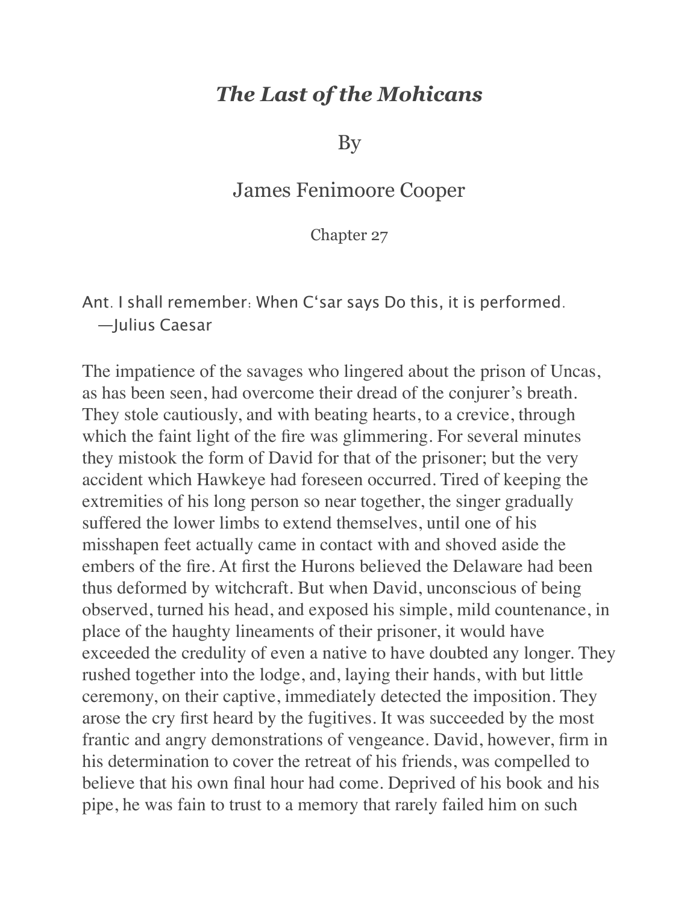# *The Last of the Mohicans*

By

James Fenimoore Cooper

Chapter 27

Ant. I shall remember: When C'sar says Do this, it is performed.
—Julius Caesar

The impatience of the savages who lingered about the prison of Uncas, as has been seen, had overcome their dread of the conjurer's breath. They stole cautiously, and with beating hearts, to a crevice, through which the faint light of the fire was glimmering. For several minutes they mistook the form of David for that of the prisoner; but the very accident which Hawkeye had foreseen occurred. Tired of keeping the extremities of his long person so near together, the singer gradually suffered the lower limbs to extend themselves, until one of his misshapen feet actually came in contact with and shoved aside the embers of the fire. At first the Hurons believed the Delaware had been thus deformed by witchcraft. But when David, unconscious of being observed, turned his head, and exposed his simple, mild countenance, in place of the haughty lineaments of their prisoner, it would have exceeded the credulity of even a native to have doubted any longer. They rushed together into the lodge, and, laying their hands, with but little ceremony, on their captive, immediately detected the imposition. They arose the cry first heard by the fugitives. It was succeeded by the most frantic and angry demonstrations of vengeance. David, however, firm in his determination to cover the retreat of his friends, was compelled to believe that his own final hour had come. Deprived of his book and his pipe, he was fain to trust to a memory that rarely failed him on such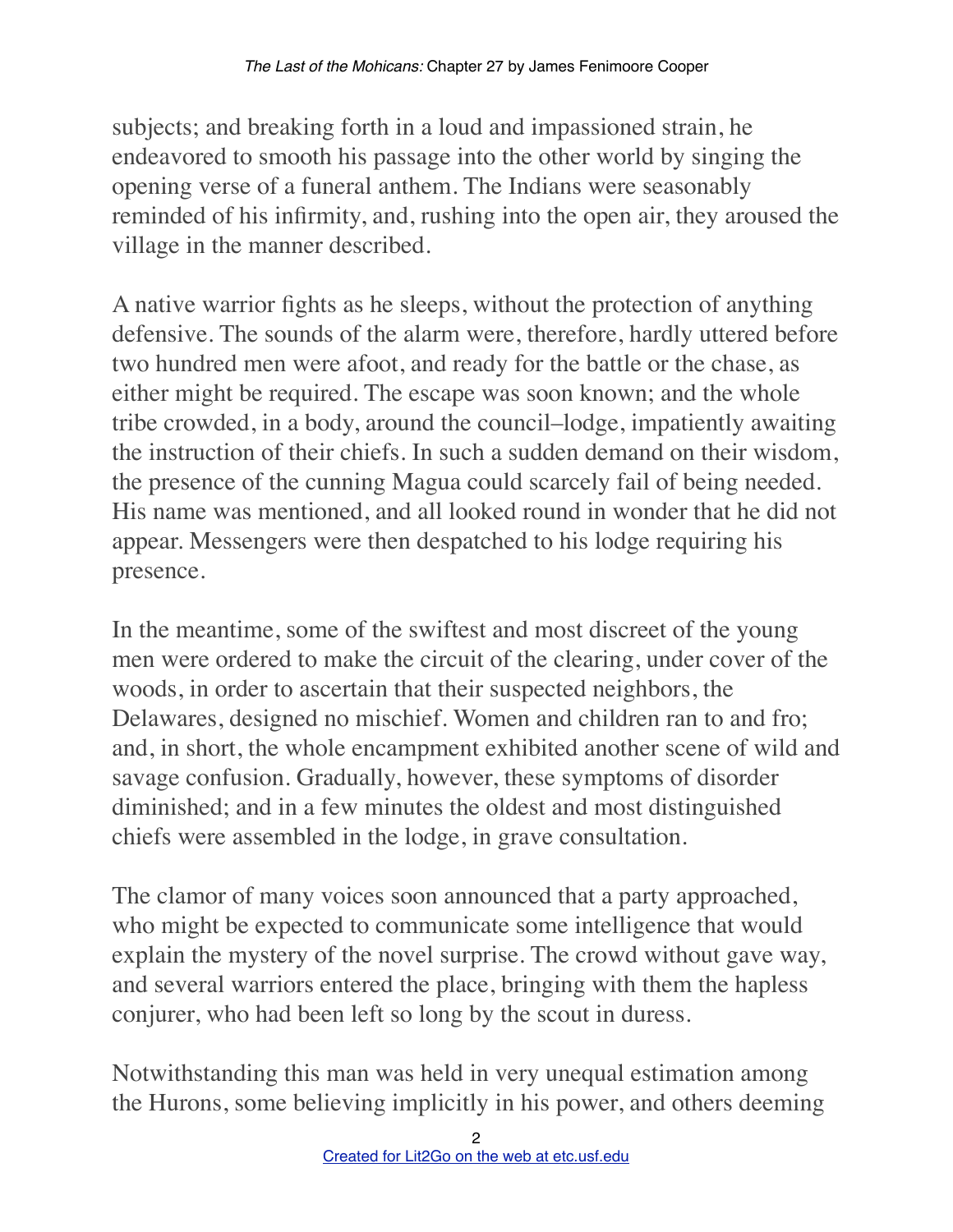subjects; and breaking forth in a loud and impassioned strain, he endeavored to smooth his passage into the other world by singing the opening verse of a funeral anthem. The Indians were seasonably reminded of his infirmity, and, rushing into the open air, they aroused the village in the manner described.

A native warrior fights as he sleeps, without the protection of anything defensive. The sounds of the alarm were, therefore, hardly uttered before two hundred men were afoot, and ready for the battle or the chase, as either might be required. The escape was soon known; and the whole tribe crowded, in a body, around the council–lodge, impatiently awaiting the instruction of their chiefs. In such a sudden demand on their wisdom, the presence of the cunning Magua could scarcely fail of being needed. His name was mentioned, and all looked round in wonder that he did not appear. Messengers were then despatched to his lodge requiring his presence.

In the meantime, some of the swiftest and most discreet of the young men were ordered to make the circuit of the clearing, under cover of the woods, in order to ascertain that their suspected neighbors, the Delawares, designed no mischief. Women and children ran to and fro; and, in short, the whole encampment exhibited another scene of wild and savage confusion. Gradually, however, these symptoms of disorder diminished; and in a few minutes the oldest and most distinguished chiefs were assembled in the lodge, in grave consultation.

The clamor of many voices soon announced that a party approached, who might be expected to communicate some intelligence that would explain the mystery of the novel surprise. The crowd without gave way, and several warriors entered the place, bringing with them the hapless conjurer, who had been left so long by the scout in duress.

Notwithstanding this man was held in very unequal estimation among the Hurons, some believing implicitly in his power, and others deeming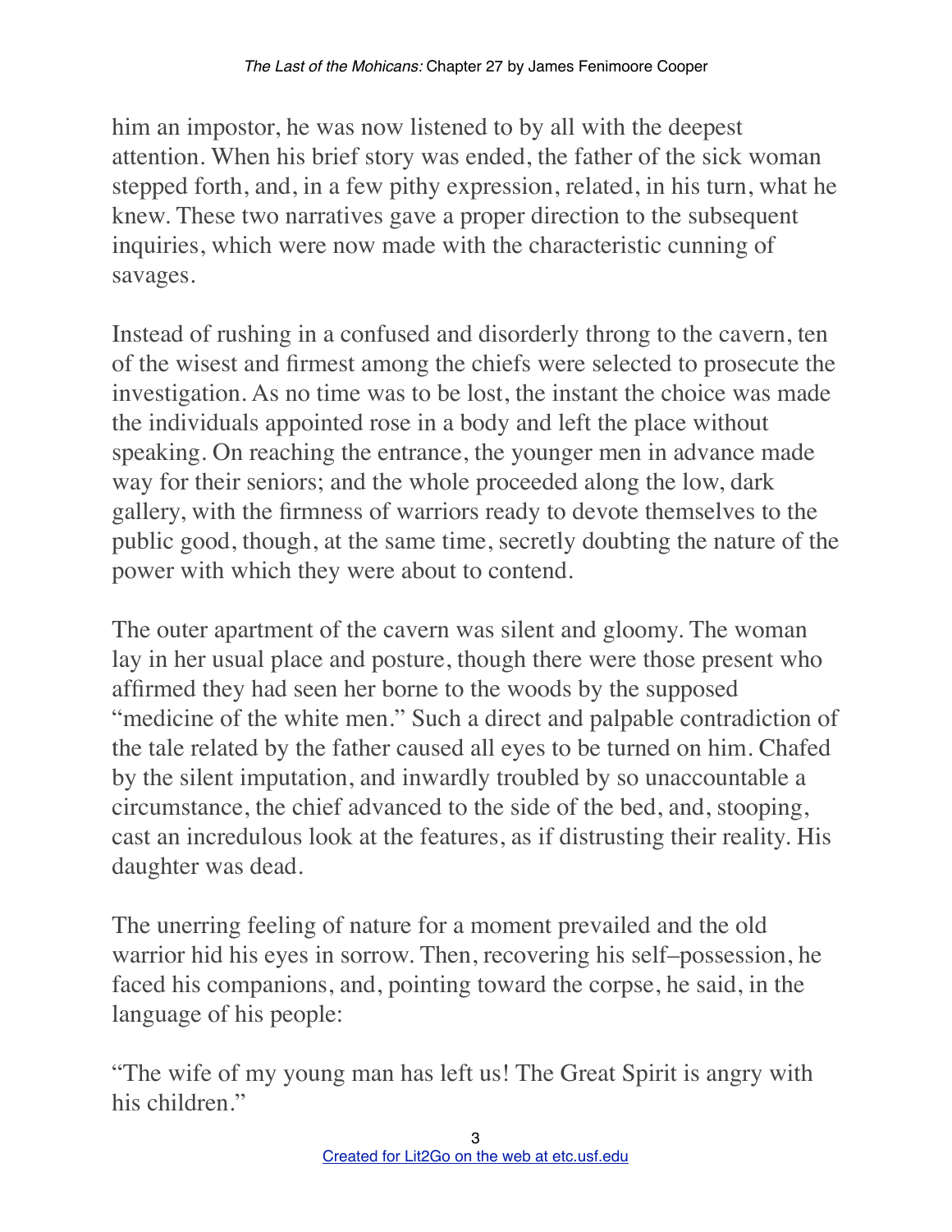him an impostor, he was now listened to by all with the deepest attention. When his brief story was ended, the father of the sick woman stepped forth, and, in a few pithy expression, related, in his turn, what he knew. These two narratives gave a proper direction to the subsequent inquiries, which were now made with the characteristic cunning of savages.

Instead of rushing in a confused and disorderly throng to the cavern, ten of the wisest and firmest among the chiefs were selected to prosecute the investigation. As no time was to be lost, the instant the choice was made the individuals appointed rose in a body and left the place without speaking. On reaching the entrance, the younger men in advance made way for their seniors; and the whole proceeded along the low, dark gallery, with the firmness of warriors ready to devote themselves to the public good, though, at the same time, secretly doubting the nature of the power with which they were about to contend.

The outer apartment of the cavern was silent and gloomy. The woman lay in her usual place and posture, though there were those present who affirmed they had seen her borne to the woods by the supposed "medicine of the white men." Such a direct and palpable contradiction of the tale related by the father caused all eyes to be turned on him. Chafed by the silent imputation, and inwardly troubled by so unaccountable a circumstance, the chief advanced to the side of the bed, and, stooping, cast an incredulous look at the features, as if distrusting their reality. His daughter was dead.

The unerring feeling of nature for a moment prevailed and the old warrior hid his eyes in sorrow. Then, recovering his self–possession, he faced his companions, and, pointing toward the corpse, he said, in the language of his people:

"The wife of my young man has left us! The Great Spirit is angry with his children."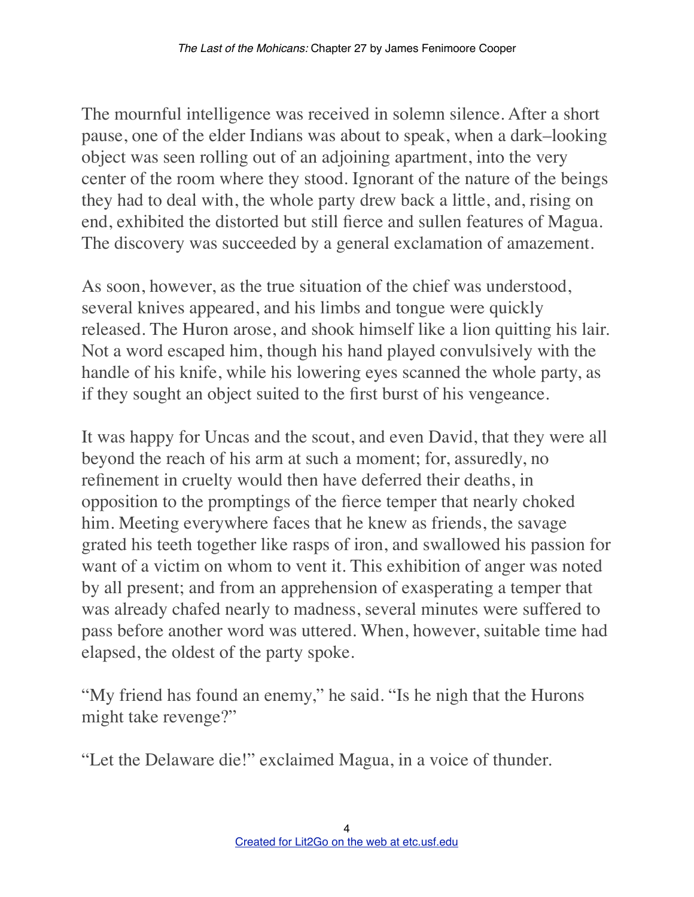The mournful intelligence was received in solemn silence. After a short pause, one of the elder Indians was about to speak, when a dark–looking object was seen rolling out of an adjoining apartment, into the very center of the room where they stood. Ignorant of the nature of the beings they had to deal with, the whole party drew back a little, and, rising on end, exhibited the distorted but still fierce and sullen features of Magua. The discovery was succeeded by a general exclamation of amazement.

As soon, however, as the true situation of the chief was understood, several knives appeared, and his limbs and tongue were quickly released. The Huron arose, and shook himself like a lion quitting his lair. Not a word escaped him, though his hand played convulsively with the handle of his knife, while his lowering eyes scanned the whole party, as if they sought an object suited to the first burst of his vengeance.

It was happy for Uncas and the scout, and even David, that they were all beyond the reach of his arm at such a moment; for, assuredly, no refinement in cruelty would then have deferred their deaths, in opposition to the promptings of the fierce temper that nearly choked him. Meeting everywhere faces that he knew as friends, the savage grated his teeth together like rasps of iron, and swallowed his passion for want of a victim on whom to vent it. This exhibition of anger was noted by all present; and from an apprehension of exasperating a temper that was already chafed nearly to madness, several minutes were suffered to pass before another word was uttered. When, however, suitable time had elapsed, the oldest of the party spoke.

"My friend has found an enemy," he said. "Is he nigh that the Hurons might take revenge?"

"Let the Delaware die!" exclaimed Magua, in a voice of thunder.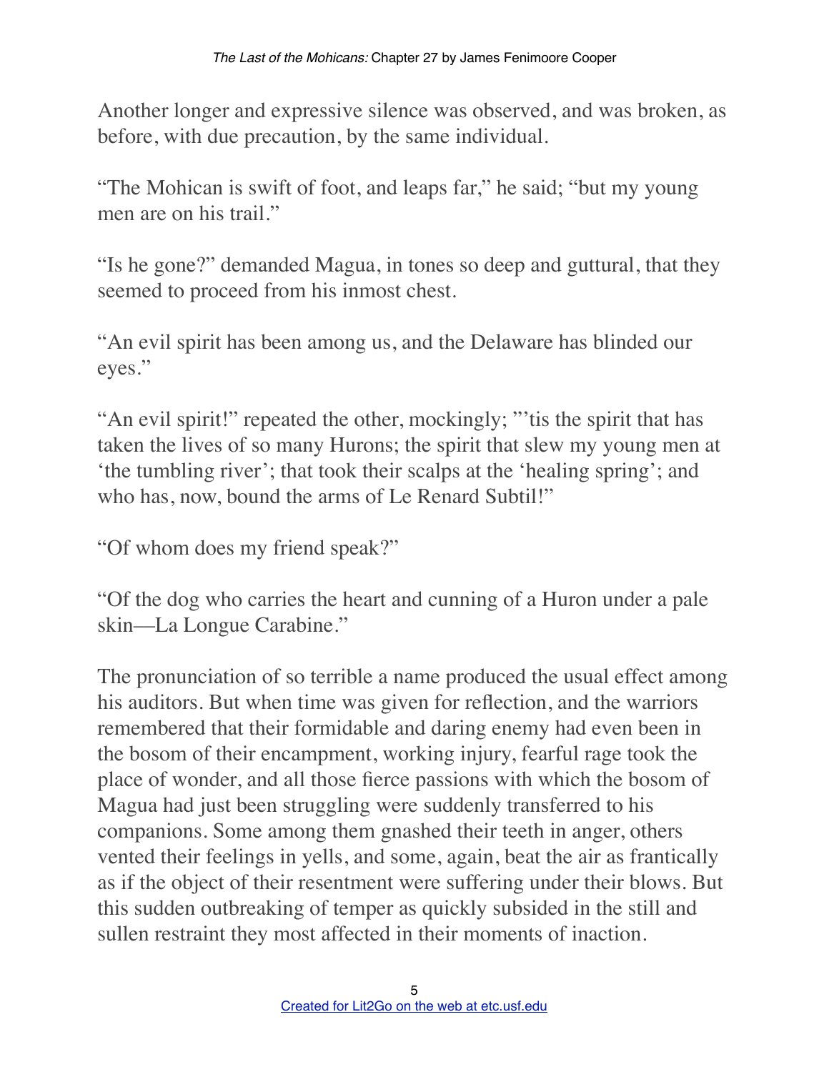Another longer and expressive silence was observed, and was broken, as before, with due precaution, by the same individual.

“The Mohican is swift of foot, and leaps far,” he said; “but my young men are on his trail.”

“Is he gone?” demanded Magua, in tones so deep and guttural, that they seemed to proceed from his inmost chest.

“An evil spirit has been among us, and the Delaware has blinded our eyes.”

“An evil spirit!” repeated the other, mockingly; “’tis the spirit that has taken the lives of so many Hurons; the spirit that slew my young men at ‘the tumbling river’; that took their scalps at the ‘healing spring’; and who has, now, bound the arms of Le Renard Subtil!”

“Of whom does my friend speak?”

“Of the dog who carries the heart and cunning of a Huron under a pale skin—La Longue Carabine.”

The pronunciation of so terrible a name produced the usual effect among his auditors. But when time was given for reflection, and the warriors remembered that their formidable and daring enemy had even been in the bosom of their encampment, working injury, fearful rage took the place of wonder, and all those fierce passions with which the bosom of Magua had just been struggling were suddenly transferred to his companions. Some among them gnashed their teeth in anger, others vented their feelings in yells, and some, again, beat the air as frantically as if the object of their resentment were suffering under their blows. But this sudden outbreaking of temper as quickly subsided in the still and sullen restraint they most affected in their moments of inaction.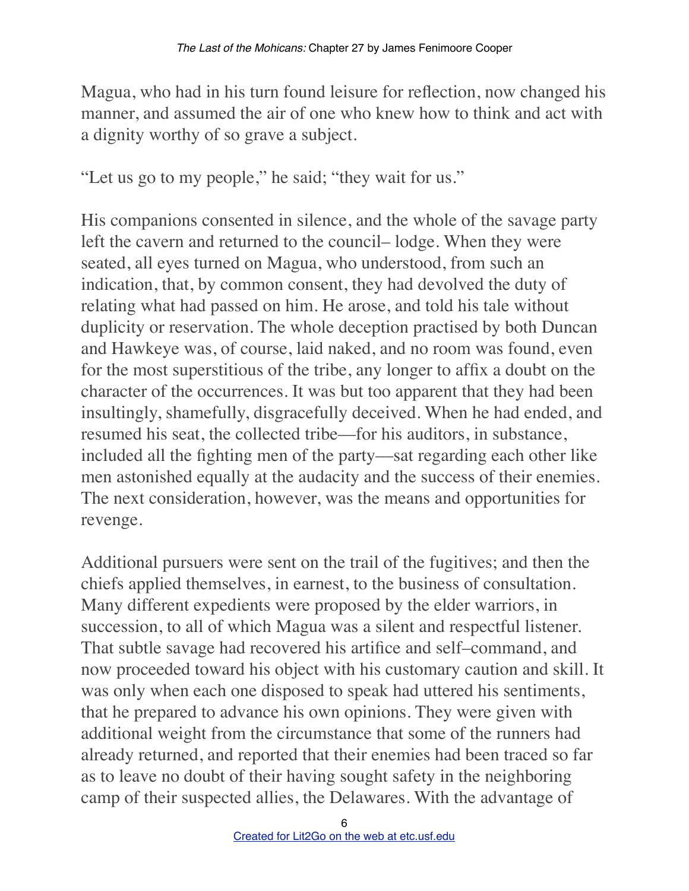Magua, who had in his turn found leisure for reflection, now changed his manner, and assumed the air of one who knew how to think and act with a dignity worthy of so grave a subject.

"Let us go to my people," he said; "they wait for us."

His companions consented in silence, and the whole of the savage party left the cavern and returned to the council– lodge. When they were seated, all eyes turned on Magua, who understood, from such an indication, that, by common consent, they had devolved the duty of relating what had passed on him. He arose, and told his tale without duplicity or reservation. The whole deception practised by both Duncan and Hawkeye was, of course, laid naked, and no room was found, even for the most superstitious of the tribe, any longer to affix a doubt on the character of the occurrences. It was but too apparent that they had been insultingly, shamefully, disgracefully deceived. When he had ended, and resumed his seat, the collected tribe—for his auditors, in substance, included all the fighting men of the party—sat regarding each other like men astonished equally at the audacity and the success of their enemies. The next consideration, however, was the means and opportunities for revenge.

Additional pursuers were sent on the trail of the fugitives; and then the chiefs applied themselves, in earnest, to the business of consultation. Many different expedients were proposed by the elder warriors, in succession, to all of which Magua was a silent and respectful listener. That subtle savage had recovered his artifice and self–command, and now proceeded toward his object with his customary caution and skill. It was only when each one disposed to speak had uttered his sentiments, that he prepared to advance his own opinions. They were given with additional weight from the circumstance that some of the runners had already returned, and reported that their enemies had been traced so far as to leave no doubt of their having sought safety in the neighboring camp of their suspected allies, the Delawares. With the advantage of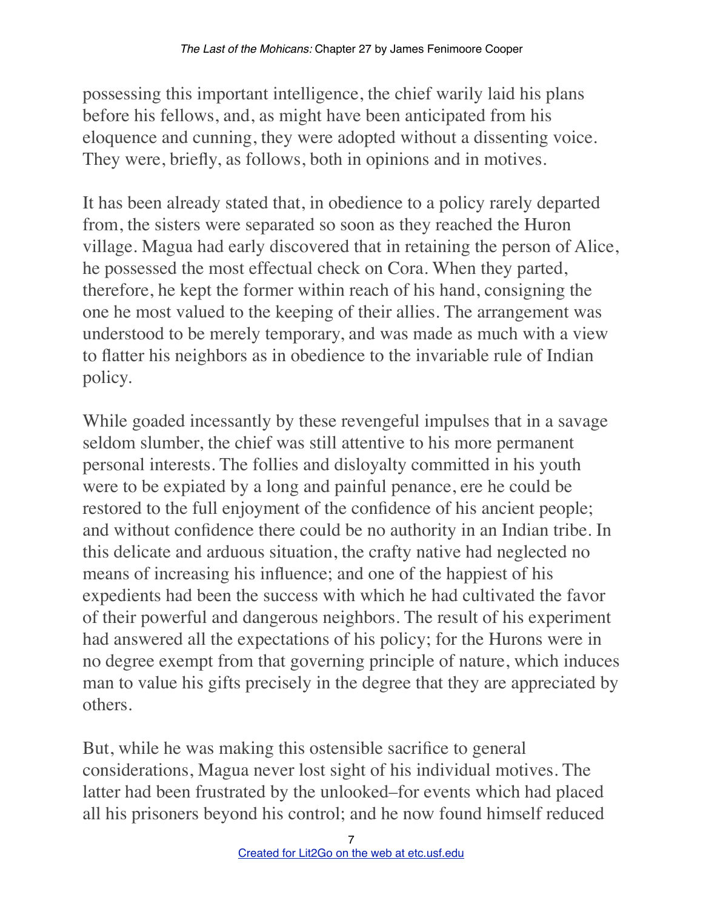possessing this important intelligence, the chief warily laid his plans before his fellows, and, as might have been anticipated from his eloquence and cunning, they were adopted without a dissenting voice. They were, briefly, as follows, both in opinions and in motives.

It has been already stated that, in obedience to a policy rarely departed from, the sisters were separated so soon as they reached the Huron village. Magua had early discovered that in retaining the person of Alice, he possessed the most effectual check on Cora. When they parted, therefore, he kept the former within reach of his hand, consigning the one he most valued to the keeping of their allies. The arrangement was understood to be merely temporary, and was made as much with a view to flatter his neighbors as in obedience to the invariable rule of Indian policy.

While goaded incessantly by these revengeful impulses that in a savage seldom slumber, the chief was still attentive to his more permanent personal interests. The follies and disloyalty committed in his youth were to be expiated by a long and painful penance, ere he could be restored to the full enjoyment of the confidence of his ancient people; and without confidence there could be no authority in an Indian tribe. In this delicate and arduous situation, the crafty native had neglected no means of increasing his influence; and one of the happiest of his expedients had been the success with which he had cultivated the favor of their powerful and dangerous neighbors. The result of his experiment had answered all the expectations of his policy; for the Hurons were in no degree exempt from that governing principle of nature, which induces man to value his gifts precisely in the degree that they are appreciated by others.

But, while he was making this ostensible sacrifice to general considerations, Magua never lost sight of his individual motives. The latter had been frustrated by the unlooked–for events which had placed all his prisoners beyond his control; and he now found himself reduced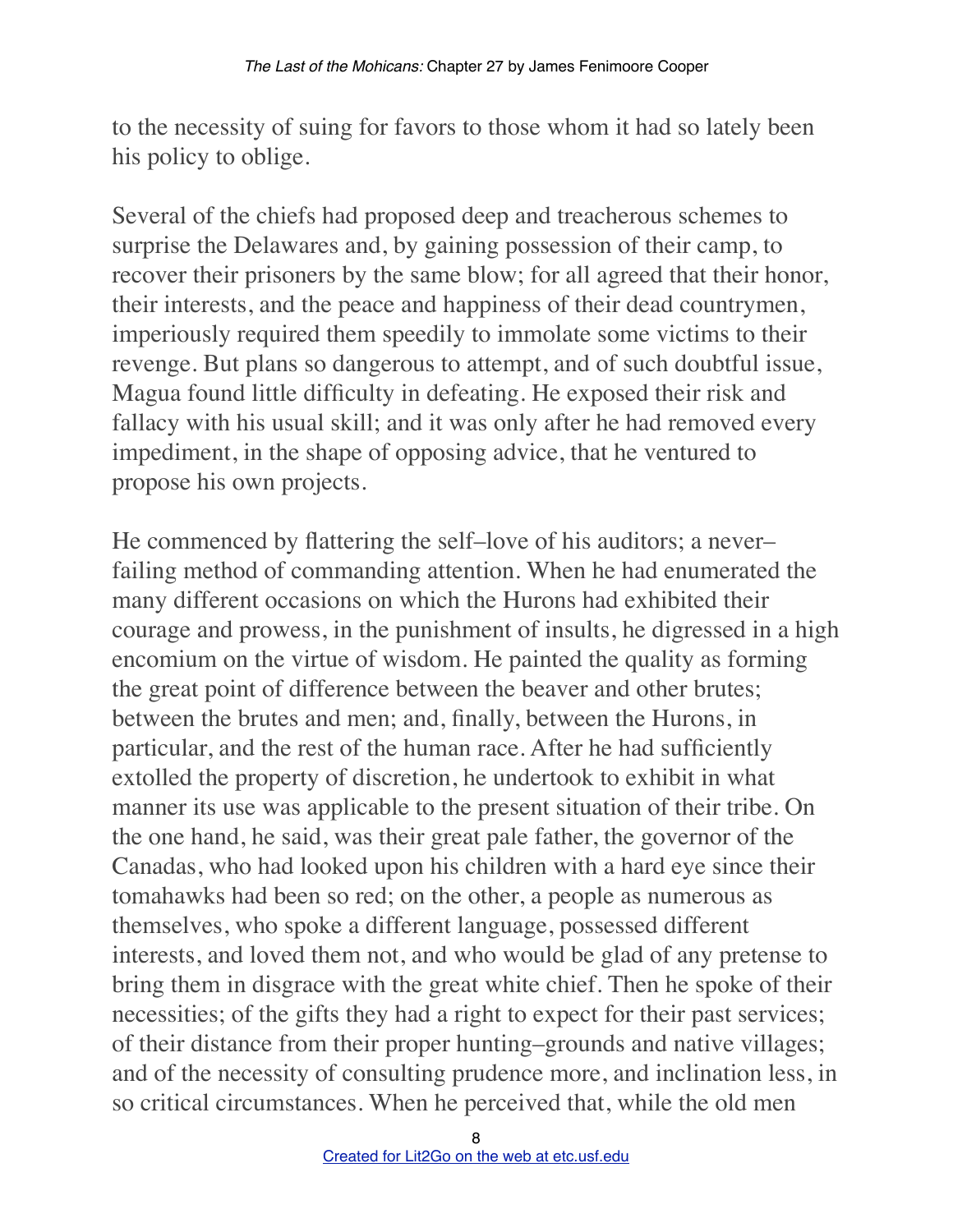to the necessity of suing for favors to those whom it had so lately been his policy to oblige.

Several of the chiefs had proposed deep and treacherous schemes to surprise the Delawares and, by gaining possession of their camp, to recover their prisoners by the same blow; for all agreed that their honor, their interests, and the peace and happiness of their dead countrymen, imperiously required them speedily to immolate some victims to their revenge. But plans so dangerous to attempt, and of such doubtful issue, Magua found little difficulty in defeating. He exposed their risk and fallacy with his usual skill; and it was only after he had removed every impediment, in the shape of opposing advice, that he ventured to propose his own projects.

He commenced by flattering the self–love of his auditors; a never–failing method of commanding attention. When he had enumerated the many different occasions on which the Hurons had exhibited their courage and prowess, in the punishment of insults, he digressed in a high encomium on the virtue of wisdom. He painted the quality as forming the great point of difference between the beaver and other brutes; between the brutes and men; and, finally, between the Hurons, in particular, and the rest of the human race. After he had sufficiently extolled the property of discretion, he undertook to exhibit in what manner its use was applicable to the present situation of their tribe. On the one hand, he said, was their great pale father, the governor of the Canadas, who had looked upon his children with a hard eye since their tomahawks had been so red; on the other, a people as numerous as themselves, who spoke a different language, possessed different interests, and loved them not, and who would be glad of any pretense to bring them in disgrace with the great white chief. Then he spoke of their necessities; of the gifts they had a right to expect for their past services; of their distance from their proper hunting–grounds and native villages; and of the necessity of consulting prudence more, and inclination less, in so critical circumstances. When he perceived that, while the old men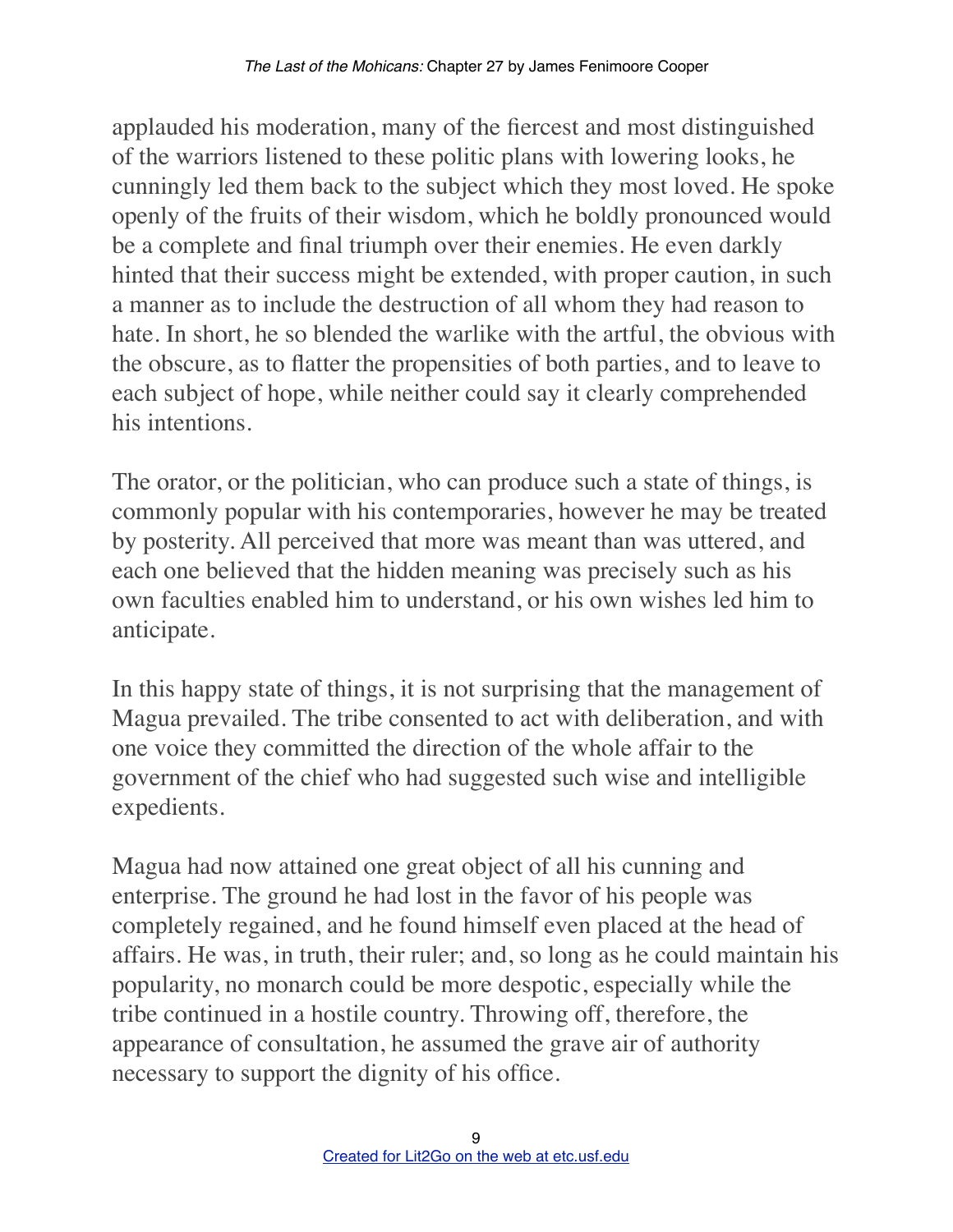applauded his moderation, many of the fiercest and most distinguished of the warriors listened to these politic plans with lowering looks, he cunningly led them back to the subject which they most loved. He spoke openly of the fruits of their wisdom, which he boldly pronounced would be a complete and final triumph over their enemies. He even darkly hinted that their success might be extended, with proper caution, in such a manner as to include the destruction of all whom they had reason to hate. In short, he so blended the warlike with the artful, the obvious with the obscure, as to flatter the propensities of both parties, and to leave to each subject of hope, while neither could say it clearly comprehended his intentions.

The orator, or the politician, who can produce such a state of things, is commonly popular with his contemporaries, however he may be treated by posterity. All perceived that more was meant than was uttered, and each one believed that the hidden meaning was precisely such as his own faculties enabled him to understand, or his own wishes led him to anticipate.

In this happy state of things, it is not surprising that the management of Magua prevailed. The tribe consented to act with deliberation, and with one voice they committed the direction of the whole affair to the government of the chief who had suggested such wise and intelligible expedients.

Magua had now attained one great object of all his cunning and enterprise. The ground he had lost in the favor of his people was completely regained, and he found himself even placed at the head of affairs. He was, in truth, their ruler; and, so long as he could maintain his popularity, no monarch could be more despotic, especially while the tribe continued in a hostile country. Throwing off, therefore, the appearance of consultation, he assumed the grave air of authority necessary to support the dignity of his office.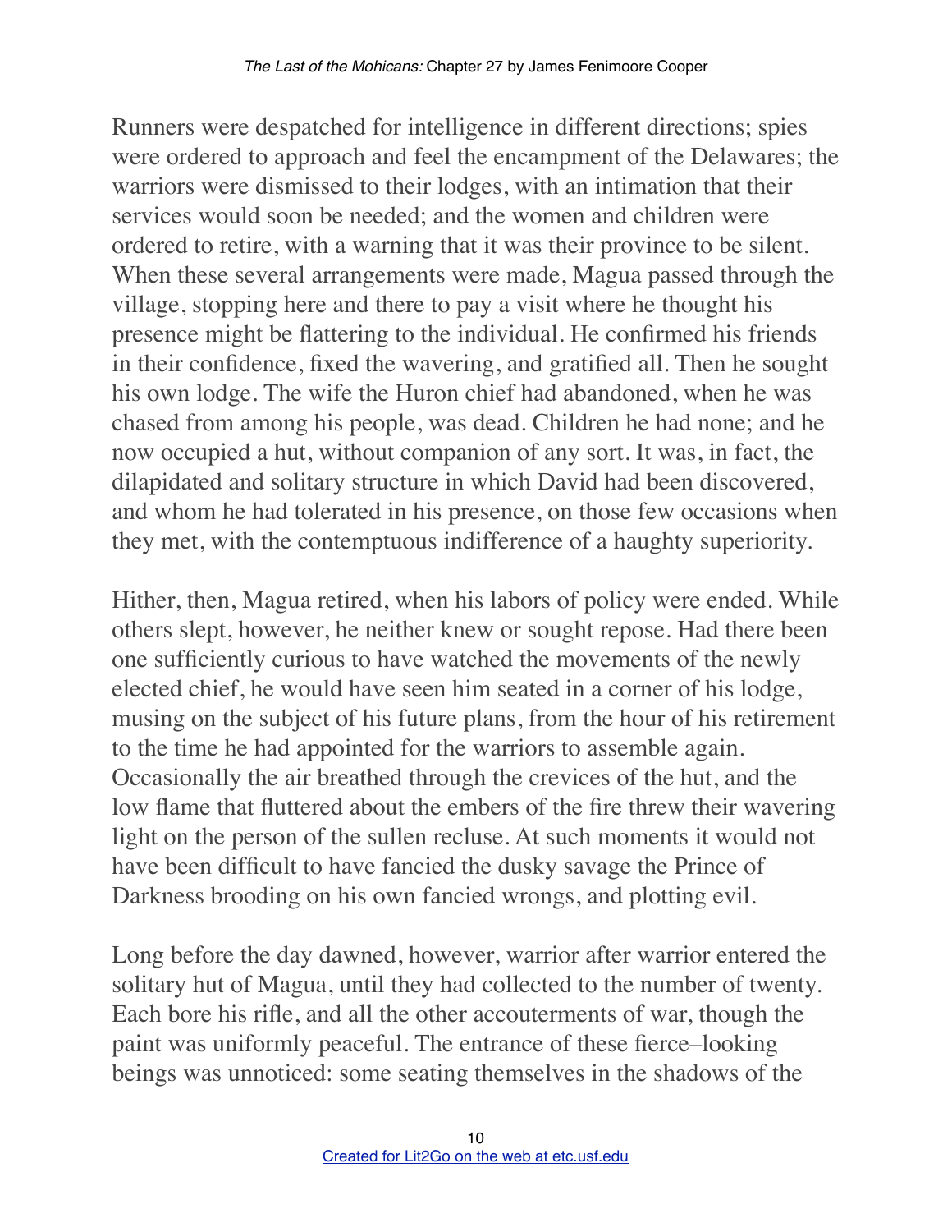Runners were despatched for intelligence in different directions; spies were ordered to approach and feel the encampment of the Delawares; the warriors were dismissed to their lodges, with an intimation that their services would soon be needed; and the women and children were ordered to retire, with a warning that it was their province to be silent. When these several arrangements were made, Magua passed through the village, stopping here and there to pay a visit where he thought his presence might be flattering to the individual. He confirmed his friends in their confidence, fixed the wavering, and gratified all. Then he sought his own lodge. The wife the Huron chief had abandoned, when he was chased from among his people, was dead. Children he had none; and he now occupied a hut, without companion of any sort. It was, in fact, the dilapidated and solitary structure in which David had been discovered, and whom he had tolerated in his presence, on those few occasions when they met, with the contemptuous indifference of a haughty superiority.

Hither, then, Magua retired, when his labors of policy were ended. While others slept, however, he neither knew or sought repose. Had there been one sufficiently curious to have watched the movements of the newly elected chief, he would have seen him seated in a corner of his lodge, musing on the subject of his future plans, from the hour of his retirement to the time he had appointed for the warriors to assemble again. Occasionally the air breathed through the crevices of the hut, and the low flame that fluttered about the embers of the fire threw their wavering light on the person of the sullen recluse. At such moments it would not have been difficult to have fancied the dusky savage the Prince of Darkness brooding on his own fancied wrongs, and plotting evil.

Long before the day dawned, however, warrior after warrior entered the solitary hut of Magua, until they had collected to the number of twenty. Each bore his rifle, and all the other accouterments of war, though the paint was uniformly peaceful. The entrance of these fierce–looking beings was unnoticed: some seating themselves in the shadows of the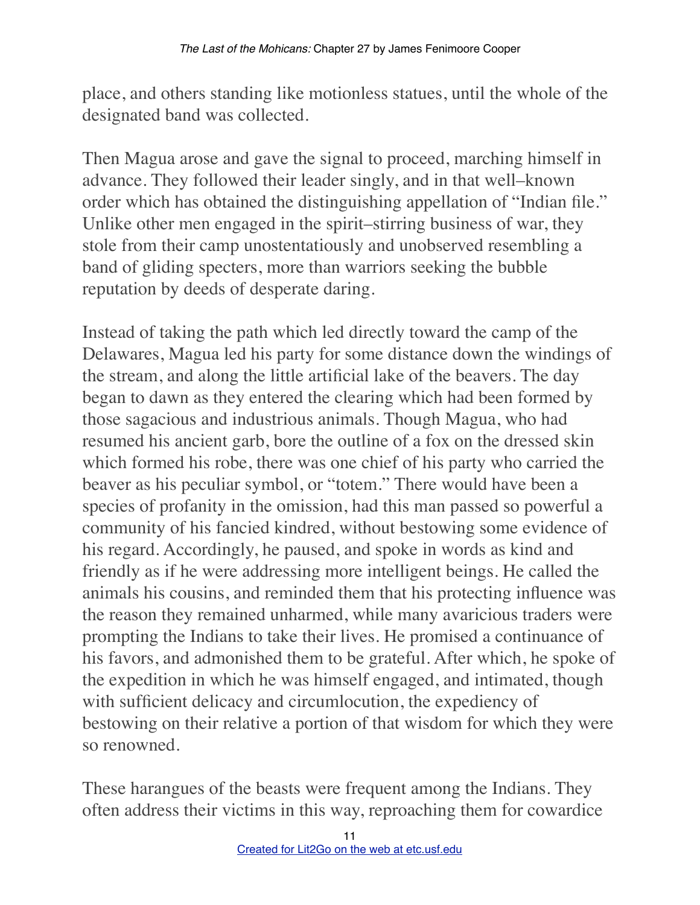place, and others standing like motionless statues, until the whole of the designated band was collected.

Then Magua arose and gave the signal to proceed, marching himself in advance. They followed their leader singly, and in that well–known order which has obtained the distinguishing appellation of "Indian file." Unlike other men engaged in the spirit–stirring business of war, they stole from their camp unostentatiously and unobserved resembling a band of gliding specters, more than warriors seeking the bubble reputation by deeds of desperate daring.

Instead of taking the path which led directly toward the camp of the Delawares, Magua led his party for some distance down the windings of the stream, and along the little artificial lake of the beavers. The day began to dawn as they entered the clearing which had been formed by those sagacious and industrious animals. Though Magua, who had resumed his ancient garb, bore the outline of a fox on the dressed skin which formed his robe, there was one chief of his party who carried the beaver as his peculiar symbol, or "totem." There would have been a species of profanity in the omission, had this man passed so powerful a community of his fancied kindred, without bestowing some evidence of his regard. Accordingly, he paused, and spoke in words as kind and friendly as if he were addressing more intelligent beings. He called the animals his cousins, and reminded them that his protecting influence was the reason they remained unharmed, while many avaricious traders were prompting the Indians to take their lives. He promised a continuance of his favors, and admonished them to be grateful. After which, he spoke of the expedition in which he was himself engaged, and intimated, though with sufficient delicacy and circumlocution, the expediency of bestowing on their relative a portion of that wisdom for which they were so renowned.

These harangues of the beasts were frequent among the Indians. They often address their victims in this way, reproaching them for cowardice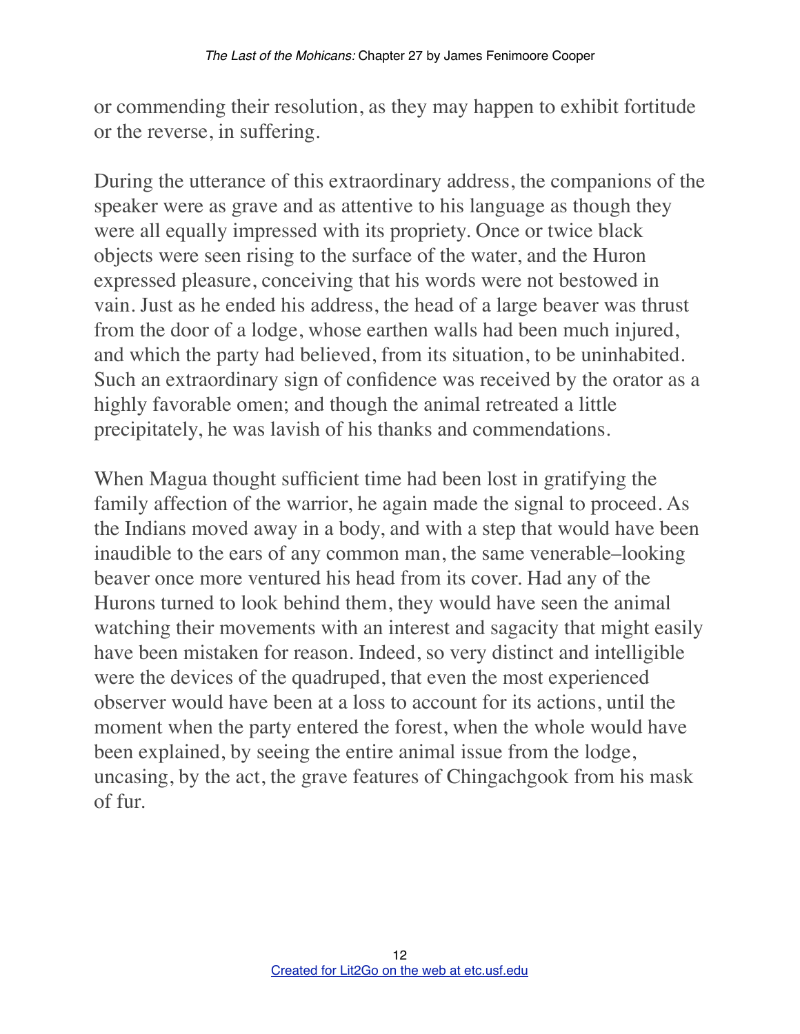or commending their resolution, as they may happen to exhibit fortitude or the reverse, in suffering.

During the utterance of this extraordinary address, the companions of the speaker were as grave and as attentive to his language as though they were all equally impressed with its propriety. Once or twice black objects were seen rising to the surface of the water, and the Huron expressed pleasure, conceiving that his words were not bestowed in vain. Just as he ended his address, the head of a large beaver was thrust from the door of a lodge, whose earthen walls had been much injured, and which the party had believed, from its situation, to be uninhabited. Such an extraordinary sign of confidence was received by the orator as a highly favorable omen; and though the animal retreated a little precipitately, he was lavish of his thanks and commendations.

When Magua thought sufficient time had been lost in gratifying the family affection of the warrior, he again made the signal to proceed. As the Indians moved away in a body, and with a step that would have been inaudible to the ears of any common man, the same venerable–looking beaver once more ventured his head from its cover. Had any of the Hurons turned to look behind them, they would have seen the animal watching their movements with an interest and sagacity that might easily have been mistaken for reason. Indeed, so very distinct and intelligible were the devices of the quadruped, that even the most experienced observer would have been at a loss to account for its actions, until the moment when the party entered the forest, when the whole would have been explained, by seeing the entire animal issue from the lodge, uncasing, by the act, the grave features of Chingachgook from his mask of fur.